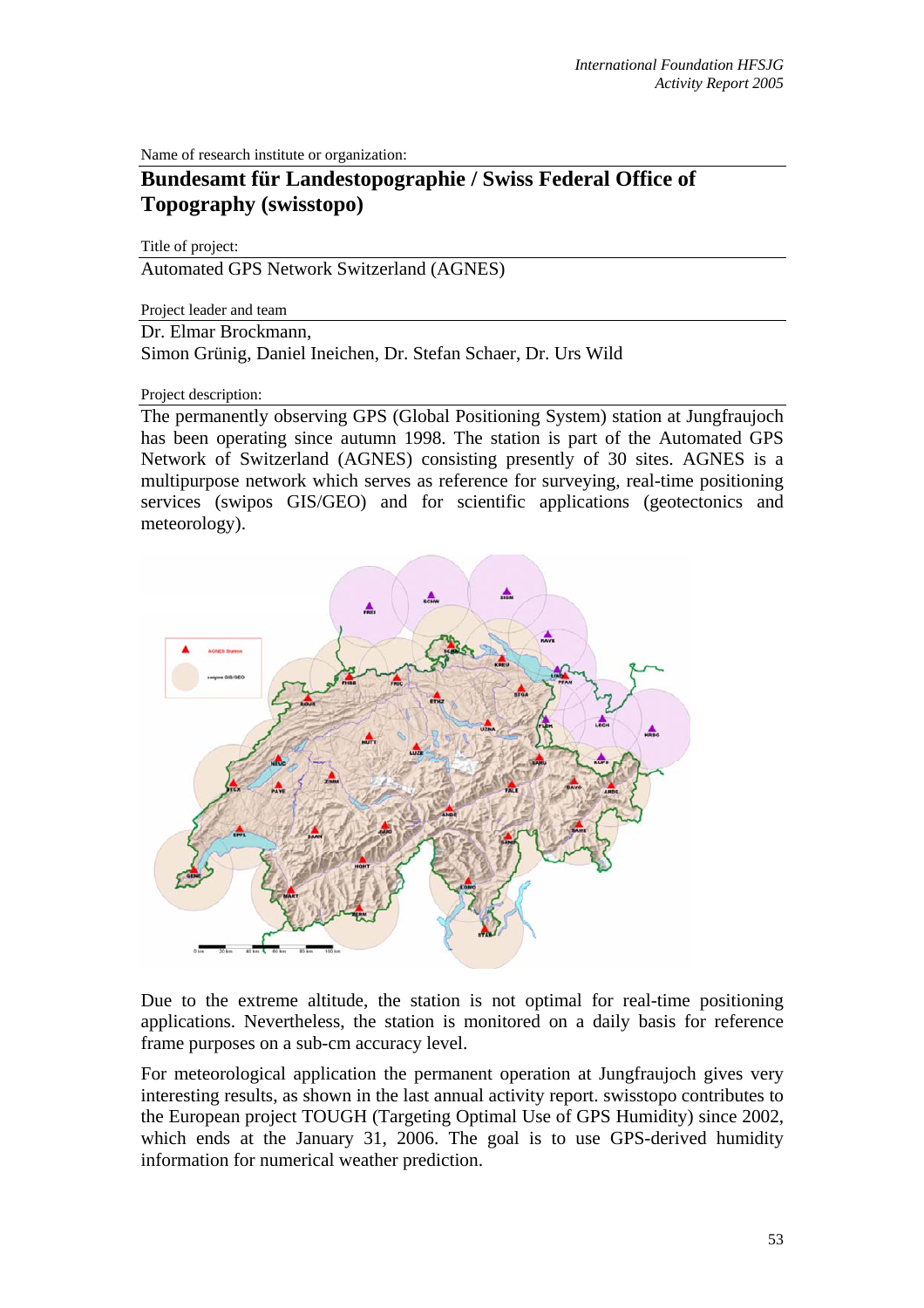Name of research institute or organization:

**Bundesamt für Landestopographie / Swiss Federal Office of Topography (swisstopo)**

Title of project:

Automated GPS Network Switzerland (AGNES)

Project leader and team

Dr. Elmar Brockmann,
Simon Grünig, Daniel Ineichen, Dr. Stefan Schaer, Dr. Urs Wild

Project description:

The permanently observing GPS (Global Positioning System) station at Jungfraujoch has been operating since autumn 1998. The station is part of the Automated GPS Network of Switzerland (AGNES) consisting presently of 30 sites. AGNES is a multipurpose network which serves as reference for surveying, real-time positioning services (swipos GIS/GEO) and for scientific applications (geotectonics and meteorology).

Due to the extreme altitude, the station is not optimal for real-time positioning applications. Nevertheless, the station is monitored on a daily basis for reference frame purposes on a sub-cm accuracy level.

For meteorological application the permanent operation at Jungfraujoch gives very interesting results, as shown in the last annual activity report. swisstopo contributes to the European project TOUGH (Targeting Optimal Use of GPS Humidity) since 2002, which ends at the January 31, 2006. The goal is to use GPS-derived humidity information for numerical weather prediction.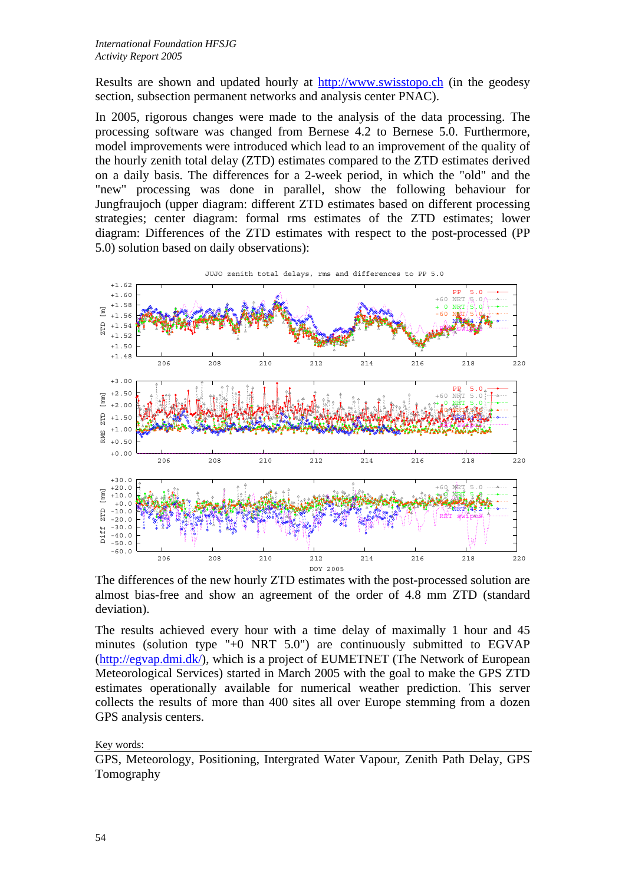Results are shown and updated hourly at http://www.swisstopo.ch (in the geodesy section, subsection permanent networks and analysis center PNAC).

In 2005, rigorous changes were made to the analysis of the data processing. The processing software was changed from Bernese 4.2 to Bernese 5.0. Furthermore, model improvements were introduced which lead to an improvement of the quality of the hourly zenith total delay (ZTD) estimates compared to the ZTD estimates derived on a daily basis. The differences for a 2-week period, in which the "old" and the "new" processing was done in parallel, show the following behaviour for Jungfraujoch (upper diagram: different ZTD estimates based on different processing strategies; center diagram: formal rms estimates of the ZTD estimates; lower diagram: Differences of the ZTD estimates with respect to the post-processed (PP 5.0) solution based on daily observations):

The differences of the new hourly ZTD estimates with the post-processed solution are almost bias-free and show an agreement of the order of 4.8 mm ZTD (standard deviation).

The results achieved every hour with a time delay of maximally 1 hour and 45 minutes (solution type "+0 NRT 5.0") are continuously submitted to EGVAP (http://egvap.dmi.dk/), which is a project of EUMETNET (The Network of European Meteorological Services) started in March 2005 with the goal to make the GPS ZTD estimates operationally available for numerical weather prediction. This server collects the results of more than 400 sites all over Europe stemming from a dozen GPS analysis centers.

Key words:

GPS, Meteorology, Positioning, Intergrated Water Vapour, Zenith Path Delay, GPS Tomography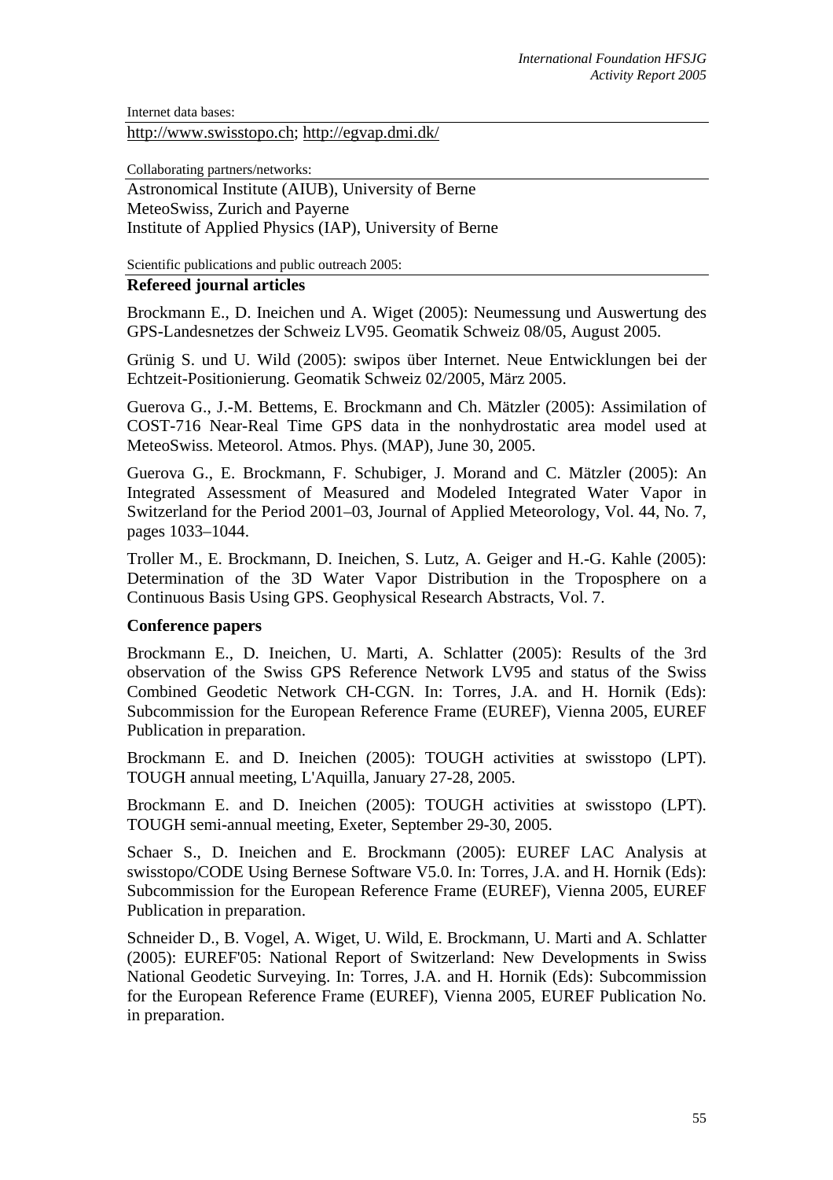Internet data bases:

http://www.swisstopo.ch; http://egvap.dmi.dk/

Collaborating partners/networks:

Astronomical Institute (AIUB), University of Berne
MeteoSwiss, Zurich and Payerne
Institute of Applied Physics (IAP), University of Berne

Scientific publications and public outreach 2005:

**Refereed journal articles**

Brockmann E., D. Ineichen und A. Wiget (2005): Neumessung und Auswertung des GPS-Landesnetzes der Schweiz LV95. Geomatik Schweiz 08/05, August 2005.

Grünig S. und U. Wild (2005): swipos über Internet. Neue Entwicklungen bei der Echtzeit-Positionierung. Geomatik Schweiz 02/2005, März 2005.

Guerova G., J.-M. Bettems, E. Brockmann and Ch. Mätzler (2005): Assimilation of COST-716 Near-Real Time GPS data in the nonhydrostatic area model used at MeteoSwiss. Meteorol. Atmos. Phys. (MAP), June 30, 2005.

Guerova G., E. Brockmann, F. Schubiger, J. Morand and C. Mätzler (2005): An Integrated Assessment of Measured and Modeled Integrated Water Vapor in Switzerland for the Period 2001–03, Journal of Applied Meteorology, Vol. 44, No. 7, pages 1033–1044.

Troller M., E. Brockmann, D. Ineichen, S. Lutz, A. Geiger and H.-G. Kahle (2005): Determination of the 3D Water Vapor Distribution in the Troposphere on a Continuous Basis Using GPS. Geophysical Research Abstracts, Vol. 7.

**Conference papers**

Brockmann E., D. Ineichen, U. Marti, A. Schlatter (2005): Results of the 3rd observation of the Swiss GPS Reference Network LV95 and status of the Swiss Combined Geodetic Network CH-CGN. In: Torres, J.A. and H. Hornik (Eds): Subcommission for the European Reference Frame (EUREF), Vienna 2005, EUREF Publication in preparation.

Brockmann E. and D. Ineichen (2005): TOUGH activities at swisstopo (LPT). TOUGH annual meeting, L'Aquilla, January 27-28, 2005.

Brockmann E. and D. Ineichen (2005): TOUGH activities at swisstopo (LPT). TOUGH semi-annual meeting, Exeter, September 29-30, 2005.

Schaer S., D. Ineichen and E. Brockmann (2005): EUREF LAC Analysis at swisstopo/CODE Using Bernese Software V5.0. In: Torres, J.A. and H. Hornik (Eds): Subcommission for the European Reference Frame (EUREF), Vienna 2005, EUREF Publication in preparation.

Schneider D., B. Vogel, A. Wiget, U. Wild, E. Brockmann, U. Marti and A. Schlatter (2005): EUREF'05: National Report of Switzerland: New Developments in Swiss National Geodetic Surveying. In: Torres, J.A. and H. Hornik (Eds): Subcommission for the European Reference Frame (EUREF), Vienna 2005, EUREF Publication No. in preparation.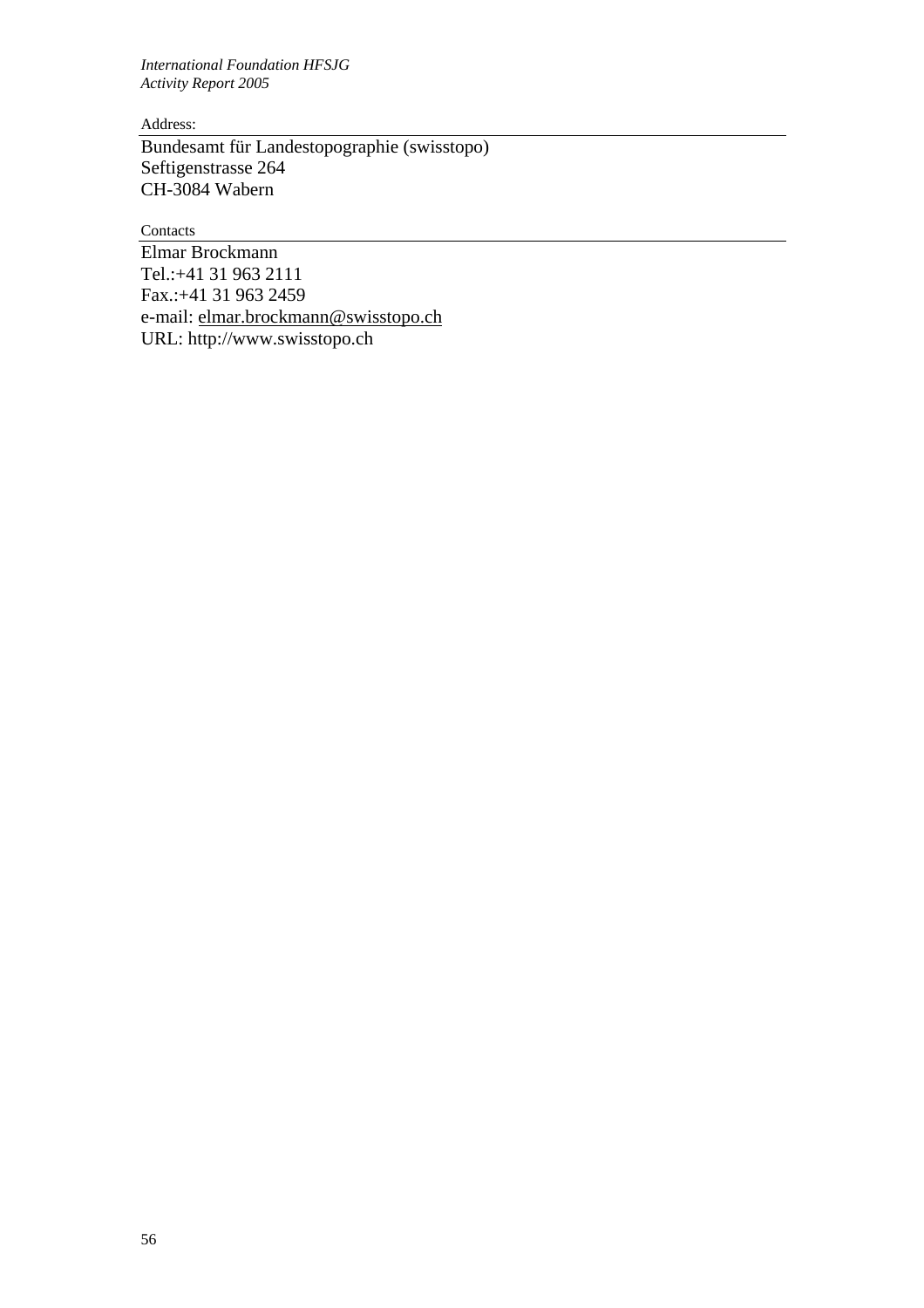Address:

Bundesamt für Landestopographie (swisstopo)
Seftigenstrasse 264
CH-3084 Wabern

Contacts

Elmar Brockmann
Tel.:+41 31 963 2111
Fax.:+41 31 963 2459
e-mail: elmar.brockmann@swisstopo.ch
URL: http://www.swisstopo.ch